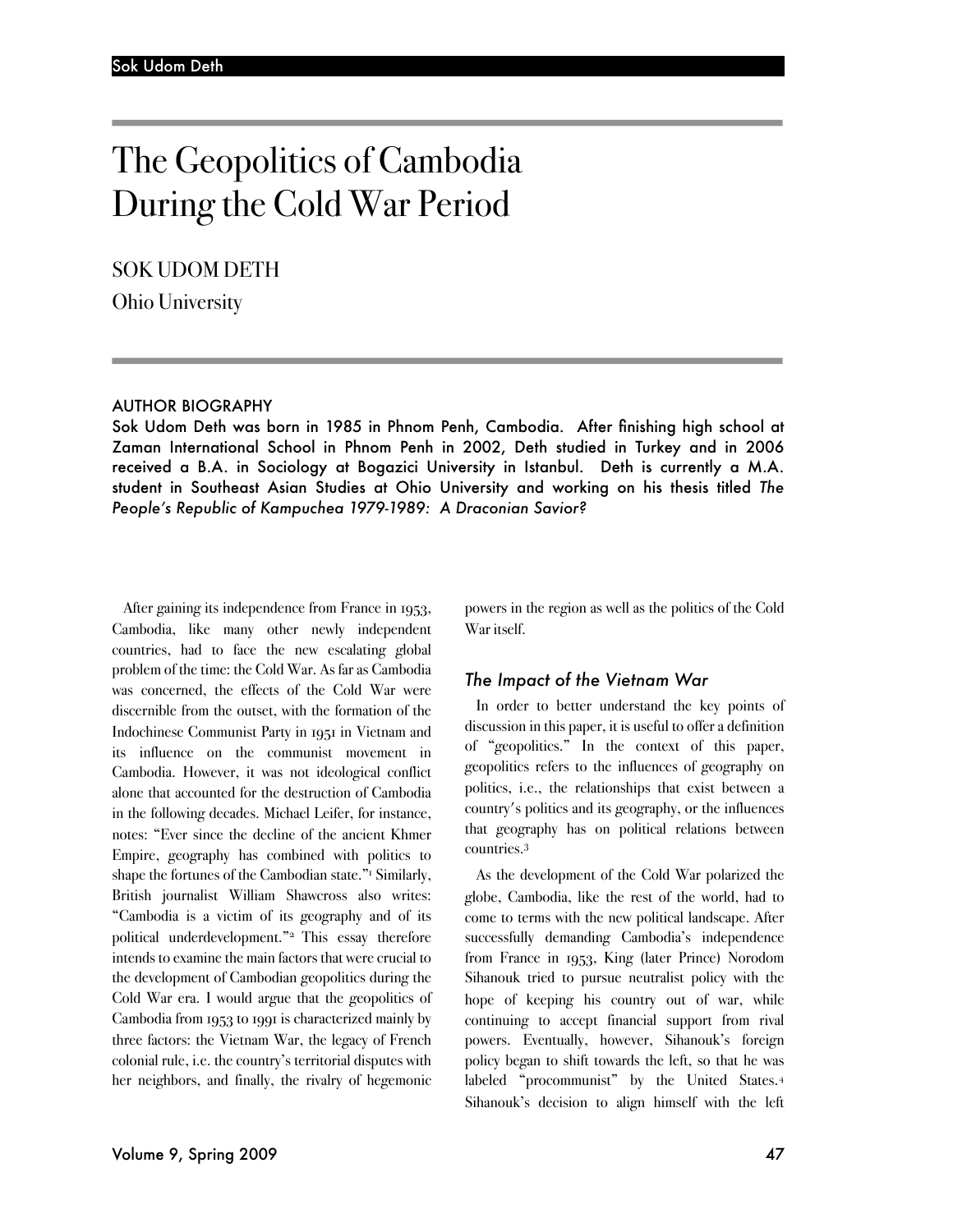# The Geopolitics of Cambodia During the Cold War Period

SOK UDOM DETH

Ohio University

## AUTHOR BIOGRAPHY

Sok Udom Deth was born in 1985 in Phnom Penh, Cambodia. After finishing high school at Zaman International School in Phnom Penh in 2002, Deth studied in Turkey and in 2006 received a B.A. in Sociology at Bogazici University in Istanbul. Deth is currently a M.A. student in Southeast Asian Studies at Ohio University and working on his thesis titled *The People's Republic of Kampuchea 1979-1989: A Draconian Savior?*

After gaining its independence from France in 1953, Cambodia, like many other newly independent countries, had to face the new escalating global problem of the time: the Cold War. As far as Cambodia was concerned, the effects of the Cold War were discernible from the outset, with the formation of the Indochinese Communist Party in 1951 in Vietnam and its influence on the communist movement in Cambodia. However, it was not ideological conflict alone that accounted for the destruction of Cambodia in the following decades. Michael Leifer, for instance, notes: "Ever since the decline of the ancient Khmer Empire, geography has combined with politics to shape the fortunes of the Cambodian state."[1] Similarly, British journalist William Shawcross also writes: "Cambodia is a victim of its geography and of its political underdevelopment."[2] This essay therefore intends to examine the main factors that were crucial to the development of Cambodian geopolitics during the Cold War era. I would argue that the geopolitics of Cambodia from 1953 to 1991 is characterized mainly by three factors: the Vietnam War, the legacy of French colonial rule, i.e. the country's territorial disputes with her neighbors, and finally, the rivalry of hegemonic powers in the region as well as the politics of the Cold War itself.

### *The Impact of the Vietnam War*

In order to better understand the key points of discussion in this paper, it is useful to offer a definition of "geopolitics." In the context of this paper, geopolitics refers to the influences of geography on politics, i.e., the relationships that exist between a country's politics and its geography, or the influences that geography has on political relations between countries.[3]

As the development of the Cold War polarized the globe, Cambodia, like the rest of the world, had to come to terms with the new political landscape. After successfully demanding Cambodia's independence from France in 1953, King (later Prince) Norodom Sihanouk tried to pursue neutralist policy with the hope of keeping his country out of war, while continuing to accept financial support from rival powers. Eventually, however, Sihanouk's foreign policy began to shift towards the left, so that he was labeled "procommunist" by the United States.[4] Sihanouk's decision to align himself with the left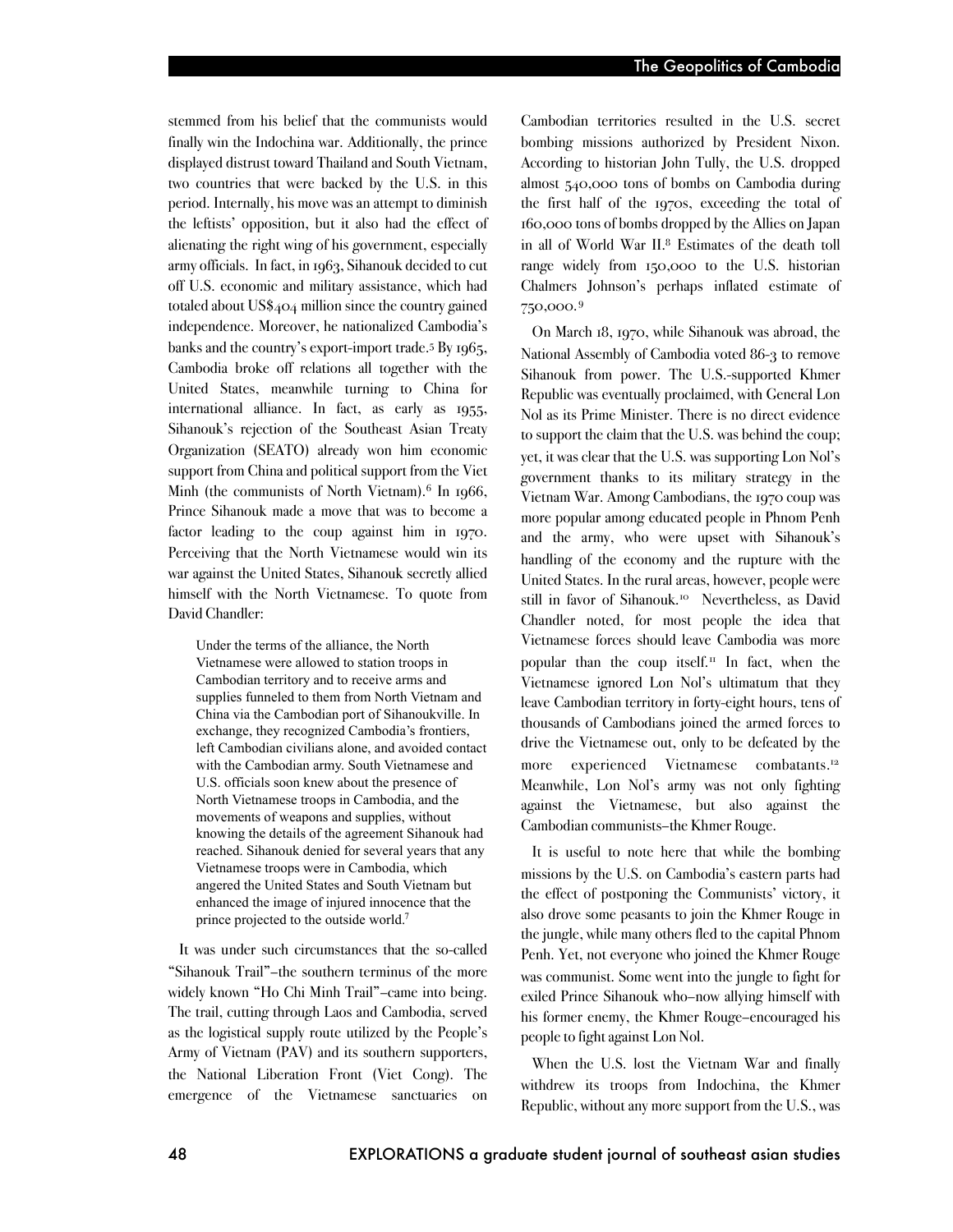stemmed from his belief that the communists would finally win the Indochina war. Additionally, the prince displayed distrust toward Thailand and South Vietnam, two countries that were backed by the U.S. in this period. Internally, his move was an attempt to diminish the leftists' opposition, but it also had the effect of alienating the right wing of his government, especially army officials. In fact, in 1963, Sihanouk decided to cut off U.S. economic and military assistance, which had totaled about US$404 million since the country gained independence. Moreover, he nationalized Cambodia's banks and the country's export-import trade.[5] By 1965, Cambodia broke off relations all together with the United States, meanwhile turning to China for international alliance. In fact, as early as 1955, Sihanouk's rejection of the Southeast Asian Treaty Organization (SEATO) already won him economic support from China and political support from the Viet Minh (the communists of North Vietnam).[6] In 1966, Prince Sihanouk made a move that was to become a factor leading to the coup against him in 1970. Perceiving that the North Vietnamese would win its war against the United States, Sihanouk secretly allied himself with the North Vietnamese. To quote from David Chandler:

> Under the terms of the alliance, the North Vietnamese were allowed to station troops in Cambodian territory and to receive arms and supplies funneled to them from North Vietnam and China via the Cambodian port of Sihanoukville. In exchange, they recognized Cambodia's frontiers, left Cambodian civilians alone, and avoided contact with the Cambodian army. South Vietnamese and U.S. officials soon knew about the presence of North Vietnamese troops in Cambodia, and the movements of weapons and supplies, without knowing the details of the agreement Sihanouk had reached. Sihanouk denied for several years that any Vietnamese troops were in Cambodia, which angered the United States and South Vietnam but enhanced the image of injured innocence that the prince projected to the outside world.[7]

It was under such circumstances that the so-called "Sihanouk Trail"–the southern terminus of the more widely known "Ho Chi Minh Trail"–came into being. The trail, cutting through Laos and Cambodia, served as the logistical supply route utilized by the People's Army of Vietnam (PAV) and its southern supporters, the National Liberation Front (Viet Cong). The emergence of the Vietnamese sanctuaries on Cambodian territories resulted in the U.S. secret bombing missions authorized by President Nixon. According to historian John Tully, the U.S. dropped almost 540,000 tons of bombs on Cambodia during the first half of the 1970s, exceeding the total of 160,000 tons of bombs dropped by the Allies on Japan in all of World War II.[8] Estimates of the death toll range widely from 150,000 to the U.S. historian Chalmers Johnson's perhaps inflated estimate of 750,000.[9]

On March 18, 1970, while Sihanouk was abroad, the National Assembly of Cambodia voted 86-3 to remove Sihanouk from power. The U.S.-supported Khmer Republic was eventually proclaimed, with General Lon Nol as its Prime Minister. There is no direct evidence to support the claim that the U.S. was behind the coup; yet, it was clear that the U.S. was supporting Lon Nol's government thanks to its military strategy in the Vietnam War. Among Cambodians, the 1970 coup was more popular among educated people in Phnom Penh and the army, who were upset with Sihanouk's handling of the economy and the rupture with the United States. In the rural areas, however, people were still in favor of Sihanouk.[10] Nevertheless, as David Chandler noted, for most people the idea that Vietnamese forces should leave Cambodia was more popular than the coup itself.[11] In fact, when the Vietnamese ignored Lon Nol's ultimatum that they leave Cambodian territory in forty-eight hours, tens of thousands of Cambodians joined the armed forces to drive the Vietnamese out, only to be defeated by the more experienced Vietnamese combatants.[12] Meanwhile, Lon Nol's army was not only fighting against the Vietnamese, but also against the Cambodian communists–the Khmer Rouge.

It is useful to note here that while the bombing missions by the U.S. on Cambodia's eastern parts had the effect of postponing the Communists' victory, it also drove some peasants to join the Khmer Rouge in the jungle, while many others fled to the capital Phnom Penh. Yet, not everyone who joined the Khmer Rouge was communist. Some went into the jungle to fight for exiled Prince Sihanouk who–now allying himself with his former enemy, the Khmer Rouge–encouraged his people to fight against Lon Nol.

When the U.S. lost the Vietnam War and finally withdrew its troops from Indochina, the Khmer Republic, without any more support from the U.S., was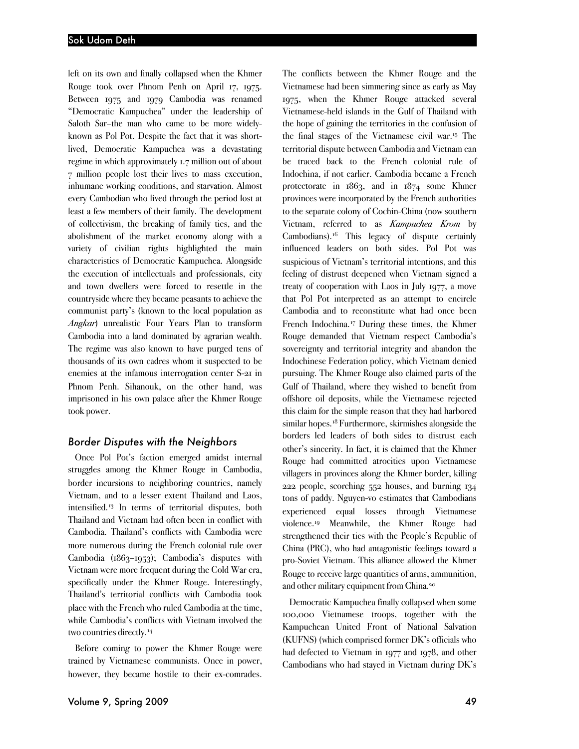left on its own and finally collapsed when the Khmer Rouge took over Phnom Penh on April 17, 1975. Between 1975 and 1979 Cambodia was renamed "Democratic Kampuchea" under the leadership of Saloth Sar–the man who came to be more widely-known as Pol Pot. Despite the fact that it was short-lived, Democratic Kampuchea was a devastating regime in which approximately 1.7 million out of about 7 million people lost their lives to mass execution, inhumane working conditions, and starvation. Almost every Cambodian who lived through the period lost at least a few members of their family. The development of collectivism, the breaking of family ties, and the abolishment of the market economy along with a variety of civilian rights highlighted the main characteristics of Democratic Kampuchea. Alongside the execution of intellectuals and professionals, city and town dwellers were forced to resettle in the countryside where they became peasants to achieve the communist party's (known to the local population as *Angkar*) unrealistic Four Years Plan to transform Cambodia into a land dominated by agrarian wealth. The regime was also known to have purged tens of thousands of its own cadres whom it suspected to be enemies at the infamous interrogation center S-21 in Phnom Penh. Sihanouk, on the other hand, was imprisoned in his own palace after the Khmer Rouge took power.

## Border Disputes with the Neighbors

Once Pol Pot's faction emerged amidst internal struggles among the Khmer Rouge in Cambodia, border incursions to neighboring countries, namely Vietnam, and to a lesser extent Thailand and Laos, intensified.[13] In terms of territorial disputes, both Thailand and Vietnam had often been in conflict with Cambodia. Thailand's conflicts with Cambodia were more numerous during the French colonial rule over Cambodia (1863–1953); Cambodia's disputes with Vietnam were more frequent during the Cold War era, specifically under the Khmer Rouge. Interestingly, Thailand's territorial conflicts with Cambodia took place with the French who ruled Cambodia at the time, while Cambodia's conflicts with Vietnam involved the two countries directly.[14]

Before coming to power the Khmer Rouge were trained by Vietnamese communists. Once in power, however, they became hostile to their ex-comrades. The conflicts between the Khmer Rouge and the Vietnamese had been simmering since as early as May 1975, when the Khmer Rouge attacked several Vietnamese-held islands in the Gulf of Thailand with the hope of gaining the territories in the confusion of the final stages of the Vietnamese civil war.[15] The territorial dispute between Cambodia and Vietnam can be traced back to the French colonial rule of Indochina, if not earlier. Cambodia became a French protectorate in 1863, and in 1874 some Khmer provinces were incorporated by the French authorities to the separate colony of Cochin-China (now southern Vietnam, referred to as *Kampuchea Krom* by Cambodians).[16] This legacy of dispute certainly influenced leaders on both sides. Pol Pot was suspicious of Vietnam's territorial intentions, and this feeling of distrust deepened when Vietnam signed a treaty of cooperation with Laos in July 1977, a move that Pol Pot interpreted as an attempt to encircle Cambodia and to reconstitute what had once been French Indochina.[17] During these times, the Khmer Rouge demanded that Vietnam respect Cambodia's sovereignty and territorial integrity and abandon the Indochinese Federation policy, which Vietnam denied pursuing. The Khmer Rouge also claimed parts of the Gulf of Thailand, where they wished to benefit from offshore oil deposits, while the Vietnamese rejected this claim for the simple reason that they had harbored similar hopes.[18] Furthermore, skirmishes alongside the borders led leaders of both sides to distrust each other's sincerity. In fact, it is claimed that the Khmer Rouge had committed atrocities upon Vietnamese villagers in provinces along the Khmer border, killing 222 people, scorching 552 houses, and burning 134 tons of paddy. Nguyen-vo estimates that Cambodians experienced equal losses through Vietnamese violence.[19] Meanwhile, the Khmer Rouge had strengthened their ties with the People's Republic of China (PRC), who had antagonistic feelings toward a pro-Soviet Vietnam. This alliance allowed the Khmer Rouge to receive large quantities of arms, ammunition, and other military equipment from China.[20]

Democratic Kampuchea finally collapsed when some 100,000 Vietnamese troops, together with the Kampuchean United Front of National Salvation (KUFNS) (which comprised former DK's officials who had defected to Vietnam in 1977 and 1978, and other Cambodians who had stayed in Vietnam during DK's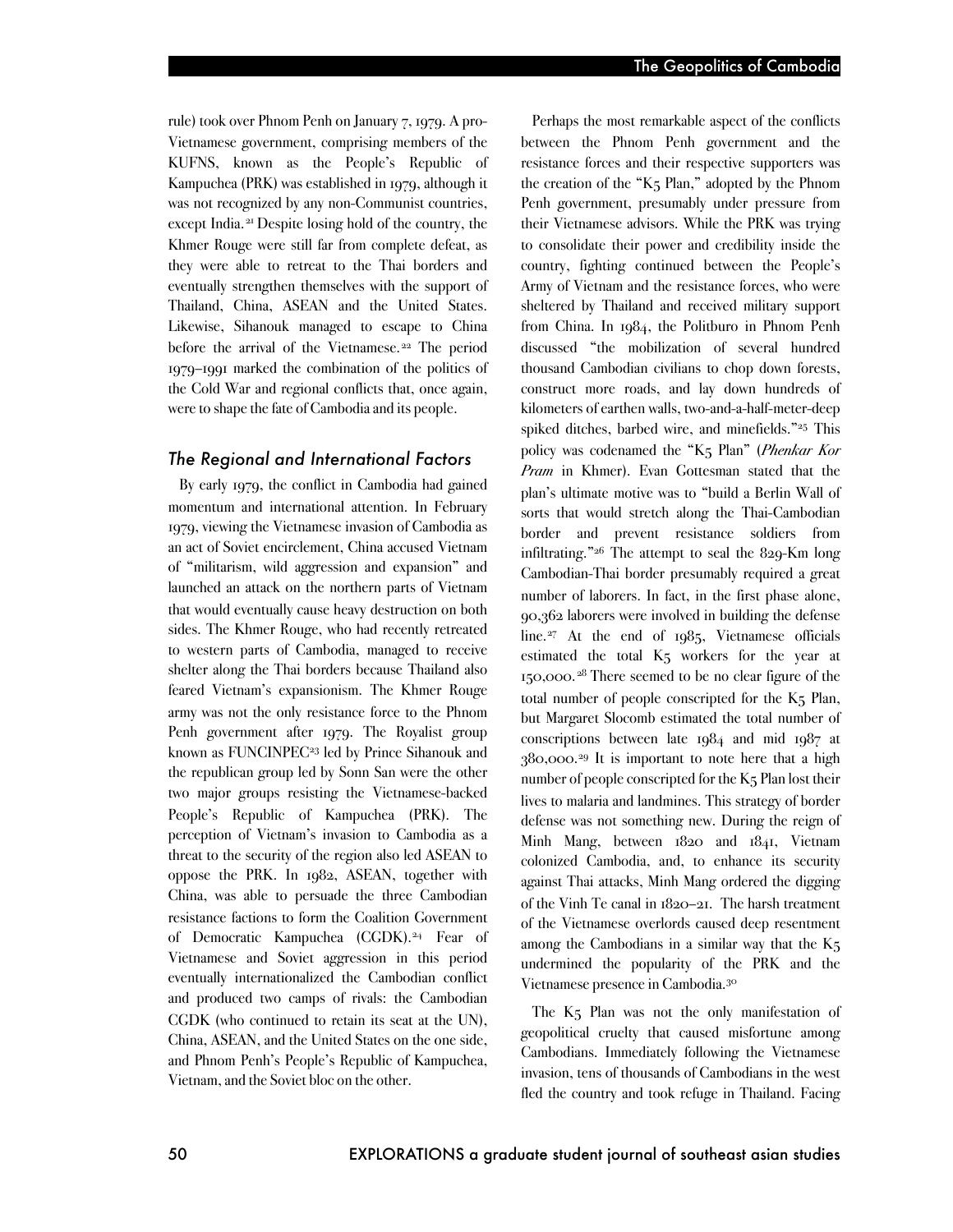rule) took over Phnom Penh on January 7, 1979. A pro-Vietnamese government, comprising members of the KUFNS, known as the People's Republic of Kampuchea (PRK) was established in 1979, although it was not recognized by any non-Communist countries, except India.[21] Despite losing hold of the country, the Khmer Rouge were still far from complete defeat, as they were able to retreat to the Thai borders and eventually strengthen themselves with the support of Thailand, China, ASEAN and the United States. Likewise, Sihanouk managed to escape to China before the arrival of the Vietnamese.[22] The period 1979–1991 marked the combination of the politics of the Cold War and regional conflicts that, once again, were to shape the fate of Cambodia and its people.

## *The Regional and International Factors*

By early 1979, the conflict in Cambodia had gained momentum and international attention. In February 1979, viewing the Vietnamese invasion of Cambodia as an act of Soviet encirclement, China accused Vietnam of "militarism, wild aggression and expansion" and launched an attack on the northern parts of Vietnam that would eventually cause heavy destruction on both sides. The Khmer Rouge, who had recently retreated to western parts of Cambodia, managed to receive shelter along the Thai borders because Thailand also feared Vietnam's expansionism. The Khmer Rouge army was not the only resistance force to the Phnom Penh government after 1979. The Royalist group known as FUNCINPEC[23] led by Prince Sihanouk and the republican group led by Sonn San were the other two major groups resisting the Vietnamese-backed People's Republic of Kampuchea (PRK). The perception of Vietnam's invasion to Cambodia as a threat to the security of the region also led ASEAN to oppose the PRK. In 1982, ASEAN, together with China, was able to persuade the three Cambodian resistance factions to form the Coalition Government of Democratic Kampuchea (CGDK).[24] Fear of Vietnamese and Soviet aggression in this period eventually internationalized the Cambodian conflict and produced two camps of rivals: the Cambodian CGDK (who continued to retain its seat at the UN), China, ASEAN, and the United States on the one side, and Phnom Penh's People's Republic of Kampuchea, Vietnam, and the Soviet bloc on the other.

Perhaps the most remarkable aspect of the conflicts between the Phnom Penh government and the resistance forces and their respective supporters was the creation of the "K5 Plan," adopted by the Phnom Penh government, presumably under pressure from their Vietnamese advisors. While the PRK was trying to consolidate their power and credibility inside the country, fighting continued between the People's Army of Vietnam and the resistance forces, who were sheltered by Thailand and received military support from China. In 1984, the Politburo in Phnom Penh discussed "the mobilization of several hundred thousand Cambodian civilians to chop down forests, construct more roads, and lay down hundreds of kilometers of earthen walls, two-and-a-half-meter-deep spiked ditches, barbed wire, and minefields."[25] This policy was codenamed the "K5 Plan" (*Phenkar Kor Pram* in Khmer). Evan Gottesman stated that the plan's ultimate motive was to "build a Berlin Wall of sorts that would stretch along the Thai-Cambodian border and prevent resistance soldiers from infiltrating."[26] The attempt to seal the 829-Km long Cambodian-Thai border presumably required a great number of laborers. In fact, in the first phase alone, 90,362 laborers were involved in building the defense line.[27] At the end of 1985, Vietnamese officials estimated the total K5 workers for the year at 150,000.[28] There seemed to be no clear figure of the total number of people conscripted for the K5 Plan, but Margaret Slocomb estimated the total number of conscriptions between late 1984 and mid 1987 at 380,000.[29] It is important to note here that a high number of people conscripted for the K5 Plan lost their lives to malaria and landmines. This strategy of border defense was not something new. During the reign of Minh Mang, between 1820 and 1841, Vietnam colonized Cambodia, and, to enhance its security against Thai attacks, Minh Mang ordered the digging of the Vinh Te canal in 1820–21. The harsh treatment of the Vietnamese overlords caused deep resentment among the Cambodians in a similar way that the K5 undermined the popularity of the PRK and the Vietnamese presence in Cambodia.[30]

The K5 Plan was not the only manifestation of geopolitical cruelty that caused misfortune among Cambodians. Immediately following the Vietnamese invasion, tens of thousands of Cambodians in the west fled the country and took refuge in Thailand. Facing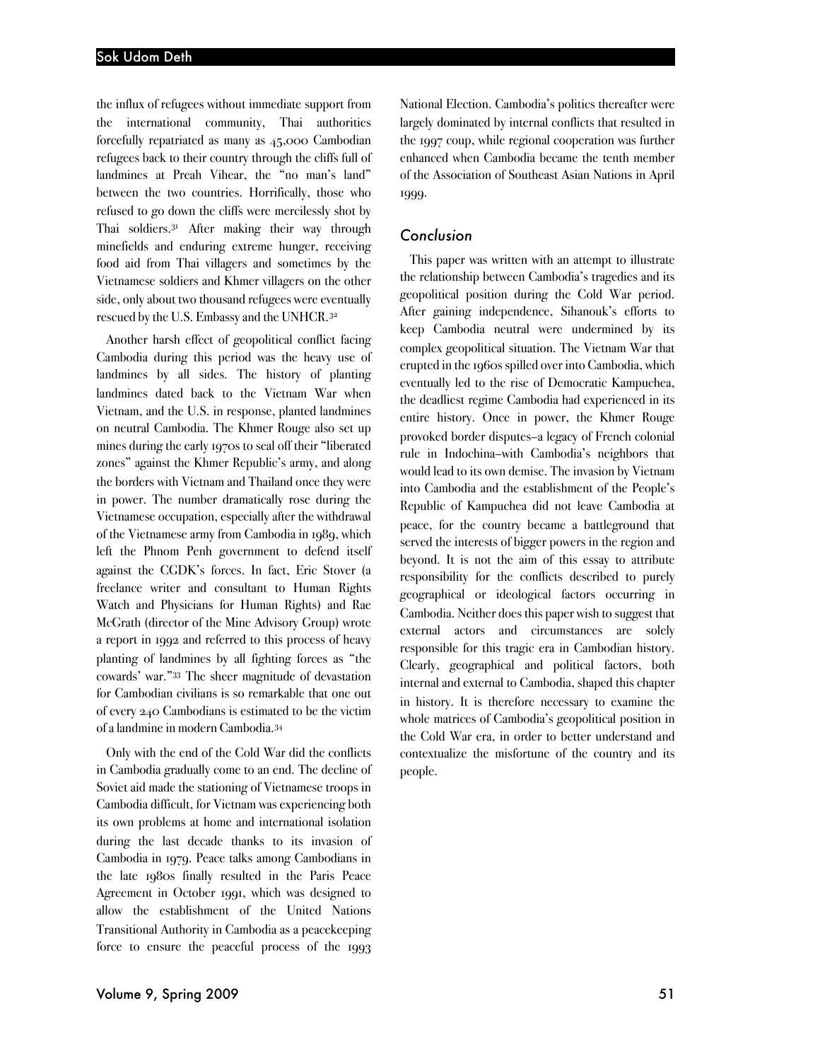the influx of refugees without immediate support from the international community, Thai authorities forcefully repatriated as many as 45,000 Cambodian refugees back to their country through the cliffs full of landmines at Preah Vihear, the "no man's land" between the two countries. Horrifically, those who refused to go down the cliffs were mercilessly shot by Thai soldiers.[31] After making their way through minefields and enduring extreme hunger, receiving food aid from Thai villagers and sometimes by the Vietnamese soldiers and Khmer villagers on the other side, only about two thousand refugees were eventually rescued by the U.S. Embassy and the UNHCR.[32]

Another harsh effect of geopolitical conflict facing Cambodia during this period was the heavy use of landmines by all sides. The history of planting landmines dated back to the Vietnam War when Vietnam, and the U.S. in response, planted landmines on neutral Cambodia. The Khmer Rouge also set up mines during the early 1970s to seal off their "liberated zones" against the Khmer Republic's army, and along the borders with Vietnam and Thailand once they were in power. The number dramatically rose during the Vietnamese occupation, especially after the withdrawal of the Vietnamese army from Cambodia in 1989, which left the Phnom Penh government to defend itself against the CGDK's forces. In fact, Eric Stover (a freelance writer and consultant to Human Rights Watch and Physicians for Human Rights) and Rae McGrath (director of the Mine Advisory Group) wrote a report in 1992 and referred to this process of heavy planting of landmines by all fighting forces as "the cowards' war."[33] The sheer magnitude of devastation for Cambodian civilians is so remarkable that one out of every 240 Cambodians is estimated to be the victim of a landmine in modern Cambodia.[34]

Only with the end of the Cold War did the conflicts in Cambodia gradually come to an end. The decline of Soviet aid made the stationing of Vietnamese troops in Cambodia difficult, for Vietnam was experiencing both its own problems at home and international isolation during the last decade thanks to its invasion of Cambodia in 1979. Peace talks among Cambodians in the late 1980s finally resulted in the Paris Peace Agreement in October 1991, which was designed to allow the establishment of the United Nations Transitional Authority in Cambodia as a peacekeeping force to ensure the peaceful process of the 1993 National Election. Cambodia's politics thereafter were largely dominated by internal conflicts that resulted in the 1997 coup, while regional cooperation was further enhanced when Cambodia became the tenth member of the Association of Southeast Asian Nations in April 1999.

## *Conclusion*

This paper was written with an attempt to illustrate the relationship between Cambodia's tragedies and its geopolitical position during the Cold War period. After gaining independence, Sihanouk's efforts to keep Cambodia neutral were undermined by its complex geopolitical situation. The Vietnam War that erupted in the 1960s spilled over into Cambodia, which eventually led to the rise of Democratic Kampuchea, the deadliest regime Cambodia had experienced in its entire history. Once in power, the Khmer Rouge provoked border disputes–a legacy of French colonial rule in Indochina–with Cambodia's neighbors that would lead to its own demise. The invasion by Vietnam into Cambodia and the establishment of the People's Republic of Kampuchea did not leave Cambodia at peace, for the country became a battleground that served the interests of bigger powers in the region and beyond. It is not the aim of this essay to attribute responsibility for the conflicts described to purely geographical or ideological factors occurring in Cambodia. Neither does this paper wish to suggest that external actors and circumstances are solely responsible for this tragic era in Cambodian history. Clearly, geographical and political factors, both internal and external to Cambodia, shaped this chapter in history. It is therefore necessary to examine the whole matrices of Cambodia's geopolitical position in the Cold War era, in order to better understand and contextualize the misfortune of the country and its people.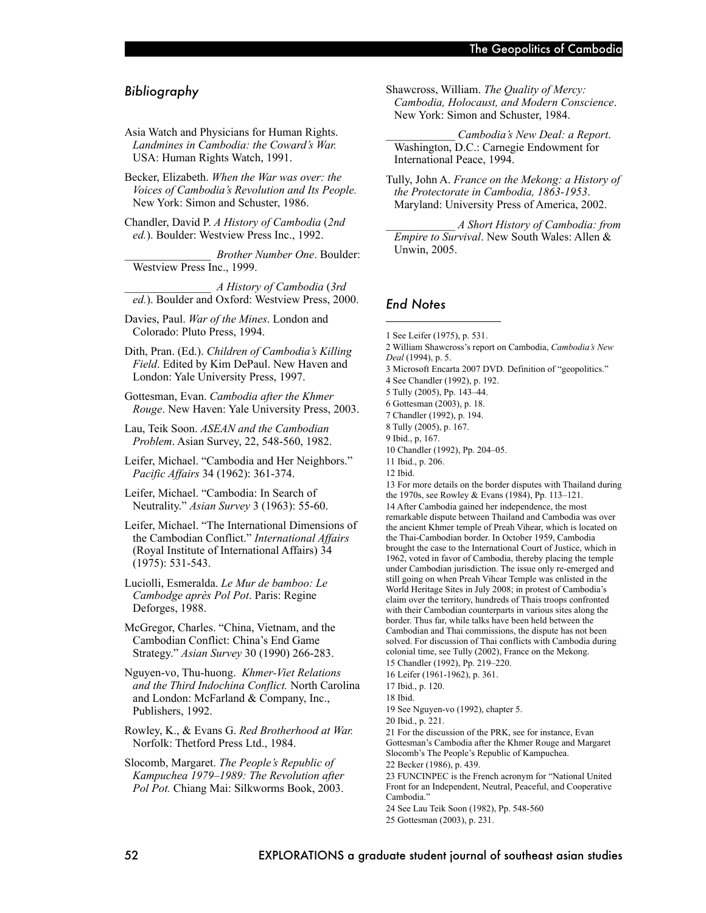## Bibliography

Asia Watch and Physicians for Human Rights. *Landmines in Cambodia: the Coward's War.* USA: Human Rights Watch, 1991.

Becker, Elizabeth. *When the War was over: the Voices of Cambodia's Revolution and Its People.* New York: Simon and Schuster, 1986.

Chandler, David P. *A History of Cambodia* (*2nd ed.*). Boulder: Westview Press Inc., 1992.

_______________ *Brother Number One*. Boulder: Westview Press Inc., 1999.

_______________ *A History of Cambodia* (*3rd ed.*). Boulder and Oxford: Westview Press, 2000.

Davies, Paul. *War of the Mines*. London and Colorado: Pluto Press, 1994.

Dith, Pran. (Ed.). *Children of Cambodia's Killing Field*. Edited by Kim DePaul. New Haven and London: Yale University Press, 1997.

Gottesman, Evan. *Cambodia after the Khmer Rouge*. New Haven: Yale University Press, 2003.

Lau, Teik Soon. *ASEAN and the Cambodian Problem*. Asian Survey, 22, 548-560, 1982.

Leifer, Michael. "Cambodia and Her Neighbors." *Pacific Affairs* 34 (1962): 361-374.

Leifer, Michael. "Cambodia: In Search of Neutrality." *Asian Survey* 3 (1963): 55-60.

Leifer, Michael. "The International Dimensions of the Cambodian Conflict." *International Affairs* (Royal Institute of International Affairs) 34 (1975): 531-543.

Luciolli, Esmeralda. *Le Mur de bamboo: Le Cambodge après Pol Pot*. Paris: Regine Deforges, 1988.

McGregor, Charles. "China, Vietnam, and the Cambodian Conflict: China's End Game Strategy." *Asian Survey* 30 (1990) 266-283.

Nguyen-vo, Thu-huong. *Khmer-Viet Relations and the Third Indochina Conflict.* North Carolina and London: McFarland & Company, Inc., Publishers, 1992.

Rowley, K., & Evans G. *Red Brotherhood at War.* Norfolk: Thetford Press Ltd., 1984.

Slocomb, Margaret. *The People's Republic of Kampuchea 1979–1989: The Revolution after Pol Pot.* Chiang Mai: Silkworms Book, 2003.

Shawcross, William. *The Quality of Mercy: Cambodia, Holocaust, and Modern Conscience*. New York: Simon and Schuster, 1984.

____________ *Cambodia's New Deal: a Report*. Washington, D.C.: Carnegie Endowment for International Peace, 1994.

Tully, John A. *France on the Mekong: a History of the Protectorate in Cambodia, 1863-1953*. Maryland: University Press of America, 2002.

____________ *A Short History of Cambodia: from Empire to Survival*. New South Wales: Allen & Unwin, 2005.

## End Notes

1 See Leifer (1975), p. 531.

2 William Shawcross's report on Cambodia, *Cambodia's New Deal* (1994), p. 5.

3 Microsoft Encarta 2007 DVD. Definition of "geopolitics."

4 See Chandler (1992), p. 192.

5 Tully (2005), Pp. 143–44.

6 Gottesman (2003), p. 18.

7 Chandler (1992), p. 194.

8 Tully (2005), p. 167.

9 Ibid., p, 167.

10 Chandler (1992), Pp. 204–05.

11 Ibid., p. 206.

12 Ibid.

13 For more details on the border disputes with Thailand during the 1970s, see Rowley & Evans (1984), Pp. 113–121.

14 After Cambodia gained her independence, the most remarkable dispute between Thailand and Cambodia was over the ancient Khmer temple of Preah Vihear, which is located on the Thai-Cambodian border. In October 1959, Cambodia brought the case to the International Court of Justice, which in 1962, voted in favor of Cambodia, thereby placing the temple under Cambodian jurisdiction. The issue only re-emerged and still going on when Preah Vihear Temple was enlisted in the World Heritage Sites in July 2008; in protest of Cambodia's claim over the territory, hundreds of Thais troops confronted with their Cambodian counterparts in various sites along the border. Thus far, while talks have been held between the Cambodian and Thai commissions, the dispute has not been solved. For discussion of Thai conflicts with Cambodia during colonial time, see Tully (2002), France on the Mekong.

15 Chandler (1992), Pp. 219–220.

16 Leifer (1961-1962), p. 361.

17 Ibid., p. 120.

18 Ibid.

19 See Nguyen-vo (1992), chapter 5.

20 Ibid., p. 221.

21 For the discussion of the PRK, see for instance, Evan Gottesman's Cambodia after the Khmer Rouge and Margaret Slocomb's The People's Republic of Kampuchea.

22 Becker (1986), p. 439.

23 FUNCINPEC is the French acronym for "National United Front for an Independent, Neutral, Peaceful, and Cooperative Cambodia."

24 See Lau Teik Soon (1982), Pp. 548-560

25 Gottesman (2003), p. 231.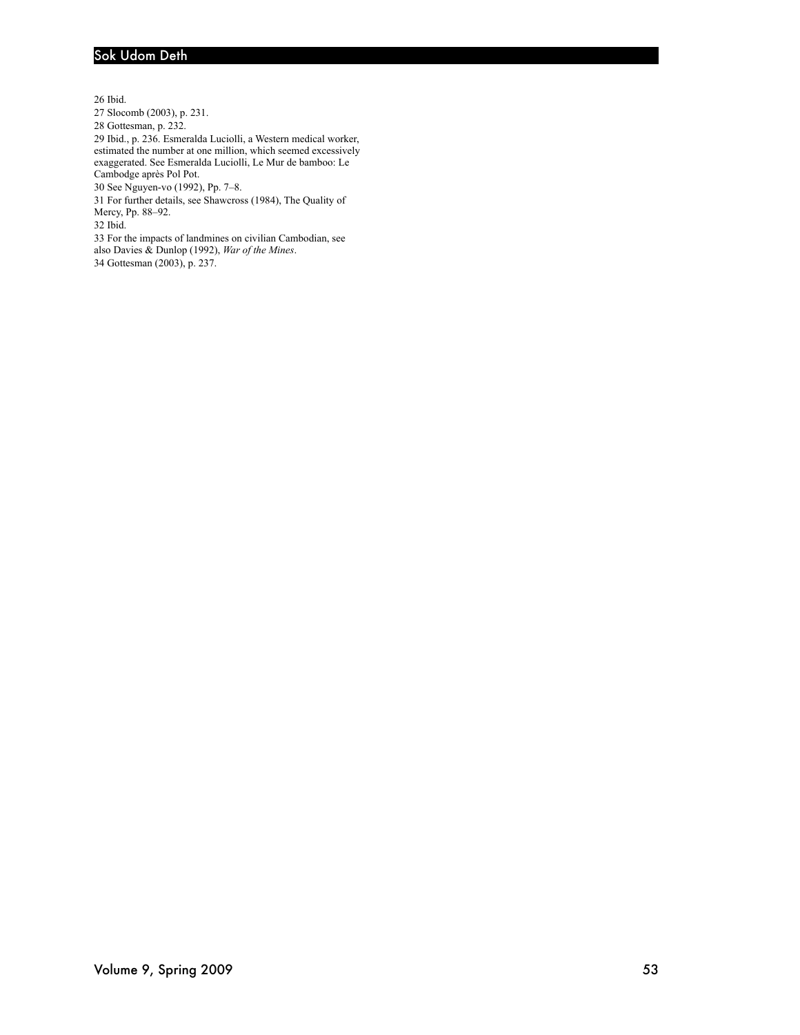26 Ibid.
27 Slocomb (2003), p. 231.
28 Gottesman, p. 232.
29 Ibid., p. 236. Esmeralda Luciolli, a Western medical worker, estimated the number at one million, which seemed excessively exaggerated. See Esmeralda Luciolli, Le Mur de bamboo: Le Cambodge après Pol Pot.
30 See Nguyen-vo (1992), Pp. 7–8.
31 For further details, see Shawcross (1984), The Quality of Mercy, Pp. 88–92.
32 Ibid.
33 For the impacts of landmines on civilian Cambodian, see also Davies & Dunlop (1992), *War of the Mines*.
34 Gottesman (2003), p. 237.